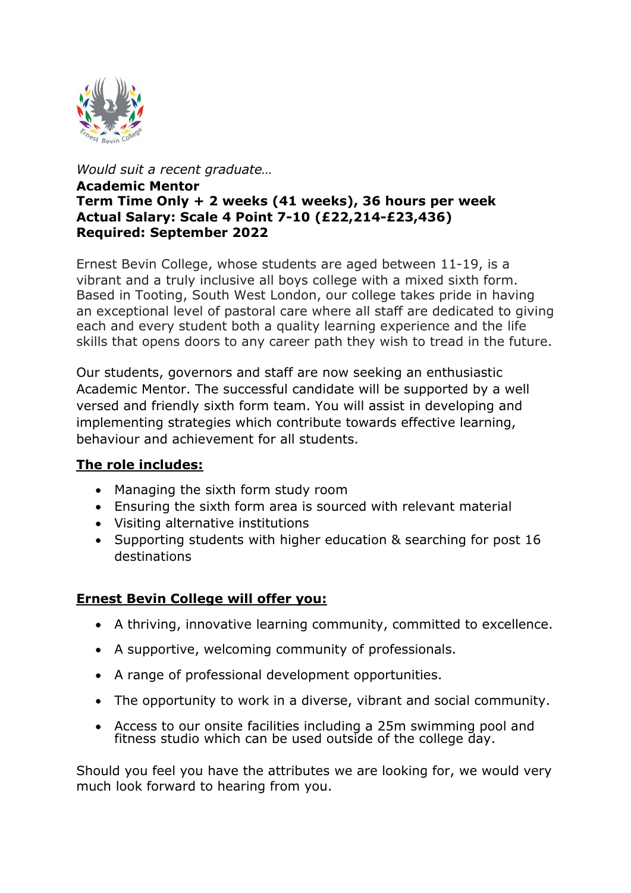*Would suit a recent graduate…*

**Academic Mentor**
**Term Time Only + 2 weeks (41 weeks), 36 hours per week**
**Actual Salary: Scale 4 Point 7-10 (£22,214-£23,436)**
**Required: September 2022**

Ernest Bevin College, whose students are aged between 11-19, is a vibrant and a truly inclusive all boys college with a mixed sixth form. Based in Tooting, South West London, our college takes pride in having an exceptional level of pastoral care where all staff are dedicated to giving each and every student both a quality learning experience and the life skills that opens doors to any career path they wish to tread in the future.

Our students, governors and staff are now seeking an enthusiastic Academic Mentor. The successful candidate will be supported by a well versed and friendly sixth form team. You will assist in developing and implementing strategies which contribute towards effective learning, behaviour and achievement for all students.

**The role includes:**

- Managing the sixth form study room
- Ensuring the sixth form area is sourced with relevant material
- Visiting alternative institutions
- Supporting students with higher education & searching for post 16 destinations

**Ernest Bevin College will offer you:**

- A thriving, innovative learning community, committed to excellence.
- A supportive, welcoming community of professionals.
- A range of professional development opportunities.
- The opportunity to work in a diverse, vibrant and social community.
- Access to our onsite facilities including a 25m swimming pool and fitness studio which can be used outside of the college day.

Should you feel you have the attributes we are looking for, we would very much look forward to hearing from you.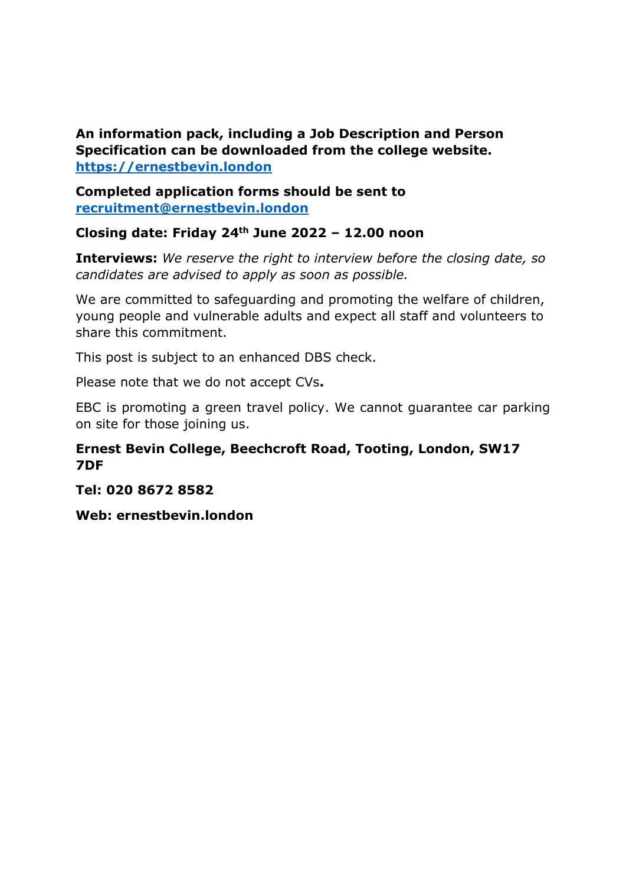**An information pack, including a Job Description and Person Specification can be downloaded from the college website. [https://ernestbevin.london](https://ernestbevin.london)**

**Completed application forms should be sent to [recruitment@ernestbevin.london](mailto:recruitment@ernestbevin.london)**

**Closing date: Friday 24th June 2022 – 12.00 noon**

**Interviews:** *We reserve the right to interview before the closing date, so candidates are advised to apply as soon as possible.*

We are committed to safeguarding and promoting the welfare of children, young people and vulnerable adults and expect all staff and volunteers to share this commitment.

This post is subject to an enhanced DBS check.

Please note that we do not accept CVs**.**

EBC is promoting a green travel policy. We cannot guarantee car parking on site for those joining us.

**Ernest Bevin College, Beechcroft Road, Tooting, London, SW17 7DF**

**Tel: 020 8672 8582**

**Web: ernestbevin.london**